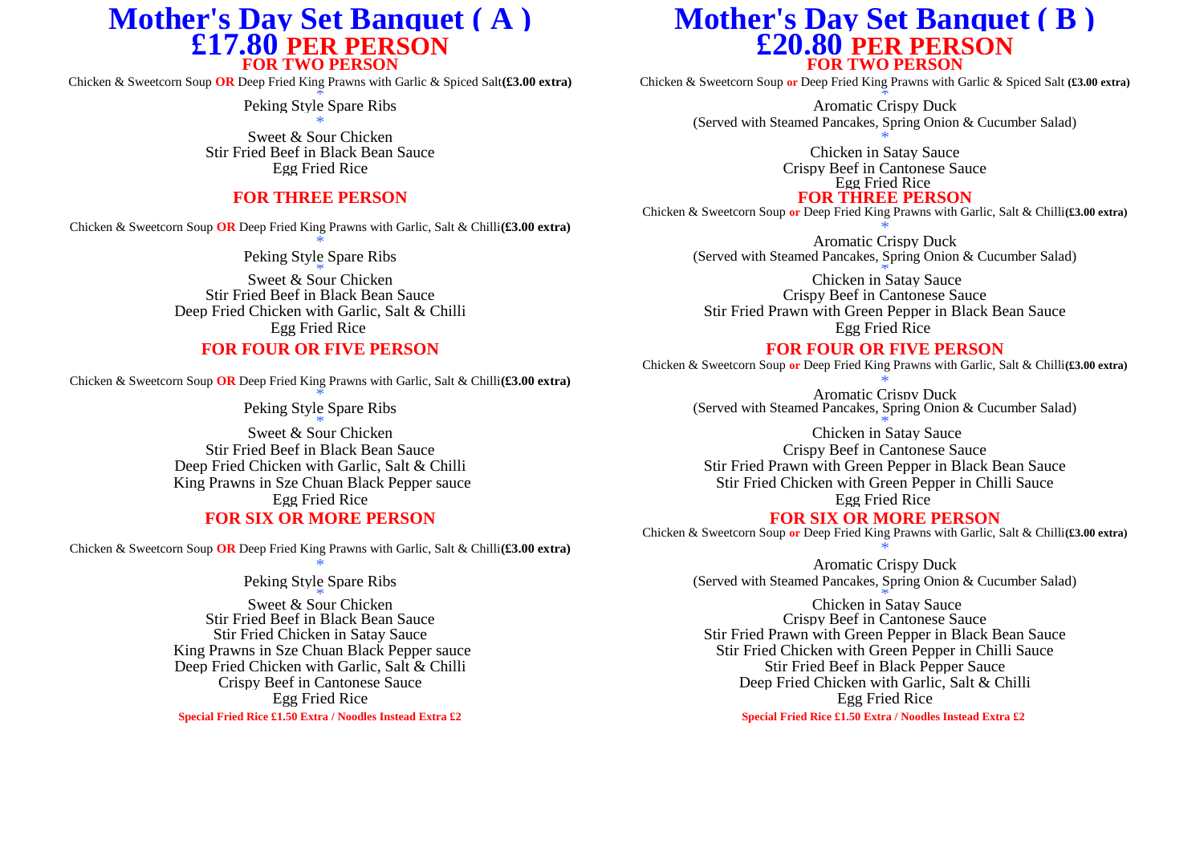# Mother's Day Set Banquet ( A )

## £17.80 PER PERSON

### FOR TWO PERSON

Chicken & Sweetcorn Soup **OR** Deep Fried King Prawns with Garlic & Spiced Salt **(£3.00 extra)**

*

Peking Style Spare Ribs

*

Sweet & Sour Chicken
Stir Fried Beef in Black Bean Sauce
Egg Fried Rice

### FOR THREE PERSON

Chicken & Sweetcorn Soup **OR** Deep Fried King Prawns with Garlic, Salt & Chilli **(£3.00 extra)**

*

Peking Style Spare Ribs

*

Sweet & Sour Chicken
Stir Fried Beef in Black Bean Sauce
Deep Fried Chicken with Garlic, Salt & Chilli
Egg Fried Rice

### FOR FOUR OR FIVE PERSON

Chicken & Sweetcorn Soup **OR** Deep Fried King Prawns with Garlic, Salt & Chilli **(£3.00 extra)**

*

Peking Style Spare Ribs

*

Sweet & Sour Chicken
Stir Fried Beef in Black Bean Sauce
Deep Fried Chicken with Garlic, Salt & Chilli
King Prawns in Sze Chuan Black Pepper sauce
Egg Fried Rice

### FOR SIX OR MORE PERSON

Chicken & Sweetcorn Soup **OR** Deep Fried King Prawns with Garlic, Salt & Chilli **(£3.00 extra)**

*

Peking Style Spare Ribs

*

Sweet & Sour Chicken
Stir Fried Beef in Black Bean Sauce
Stir Fried Chicken in Satay Sauce
King Prawns in Sze Chuan Black Pepper sauce
Deep Fried Chicken with Garlic, Salt & Chilli
Crispy Beef in Cantonese Sauce
Egg Fried Rice

**Special Fried Rice £1.50 Extra / Noodles Instead Extra £2**

# Mother's Day Set Banquet ( B )

## £20.80 PER PERSON

### FOR TWO PERSON

Chicken & Sweetcorn Soup **or** Deep Fried King Prawns with Garlic & Spiced Salt **(£3.00 extra)**

*

Aromatic Crispy Duck
(Served with Steamed Pancakes, Spring Onion & Cucumber Salad)

*

Chicken in Satay Sauce
Crispy Beef in Cantonese Sauce
Egg Fried Rice

### FOR THREE PERSON

Chicken & Sweetcorn Soup **or** Deep Fried King Prawns with Garlic, Salt & Chilli **(£3.00 extra)**

*

Aromatic Crispy Duck
(Served with Steamed Pancakes, Spring Onion & Cucumber Salad)

*

Chicken in Satay Sauce
Crispy Beef in Cantonese Sauce
Stir Fried Prawn with Green Pepper in Black Bean Sauce
Egg Fried Rice

### FOR FOUR OR FIVE PERSON

Chicken & Sweetcorn Soup **or** Deep Fried King Prawns with Garlic, Salt & Chilli **(£3.00 extra)**

*

Aromatic Crispy Duck
(Served with Steamed Pancakes, Spring Onion & Cucumber Salad)

*

Chicken in Satay Sauce
Crispy Beef in Cantonese Sauce
Stir Fried Prawn with Green Pepper in Black Bean Sauce
Stir Fried Chicken with Green Pepper in Chilli Sauce
Egg Fried Rice

### FOR SIX OR MORE PERSON

Chicken & Sweetcorn Soup **or** Deep Fried King Prawns with Garlic, Salt & Chilli **(£3.00 extra)**

*

Aromatic Crispy Duck
(Served with Steamed Pancakes, Spring Onion & Cucumber Salad)

*

Chicken in Satay Sauce
Crispy Beef in Cantonese Sauce
Stir Fried Prawn with Green Pepper in Black Bean Sauce
Stir Fried Chicken with Green Pepper in Chilli Sauce
Stir Fried Beef in Black Pepper Sauce
Deep Fried Chicken with Garlic, Salt & Chilli
Egg Fried Rice

**Special Fried Rice £1.50 Extra / Noodles Instead Extra £2**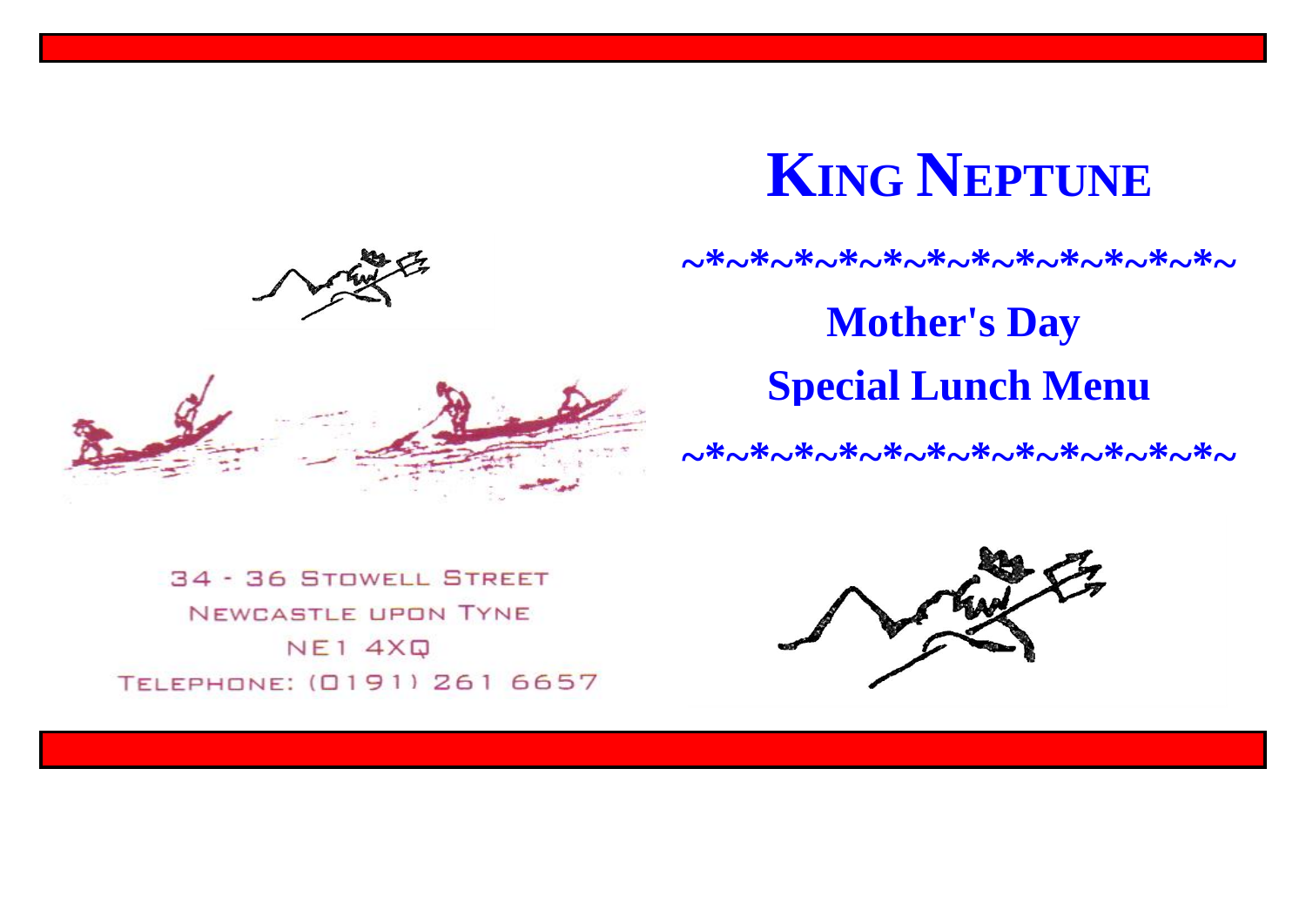34 - 36 STOWELL STREET
NEWCASTLE UPON TYNE
NE1 4XQ
TELEPHONE: (0191) 261 6657

# KING NEPTUNE

~*~*~*~*~*~*~*~*~*~*~*~*~*~

## Mother's Day

## Special Lunch Menu

~*~*~*~*~*~*~*~*~*~*~*~*~*~